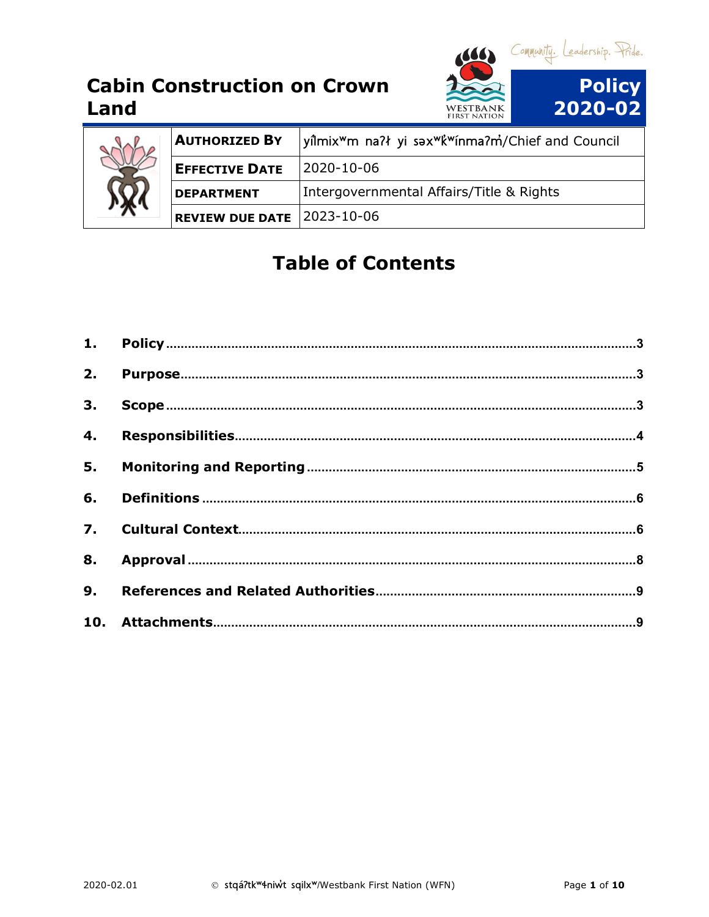# Cabin Construction on Crown Land

Community. Leadership. Pride.

WESTBANK FIRST NATION

**Policy 2020-02**

| **AUTHORIZED BY** | yilmixʷm naʔɬ yi səxʷk̓ʷínmaʔm̓/Chief and Council |
|---|---|
| **EFFECTIVE DATE** | 2020-10-06 |
| **DEPARTMENT** | Intergovernmental Affairs/Title & Rights |
| **REVIEW DUE DATE** | 2023-10-06 |

## Table of Contents

1. **Policy** .....3
2. **Purpose** .....3
3. **Scope** .....3
4. **Responsibilities** .....4
5. **Monitoring and Reporting** .....5
6. **Definitions** .....6
7. **Cultural Context** .....6
8. **Approval** .....8
9. **References and Related Authorities** .....9
10. **Attachments** .....9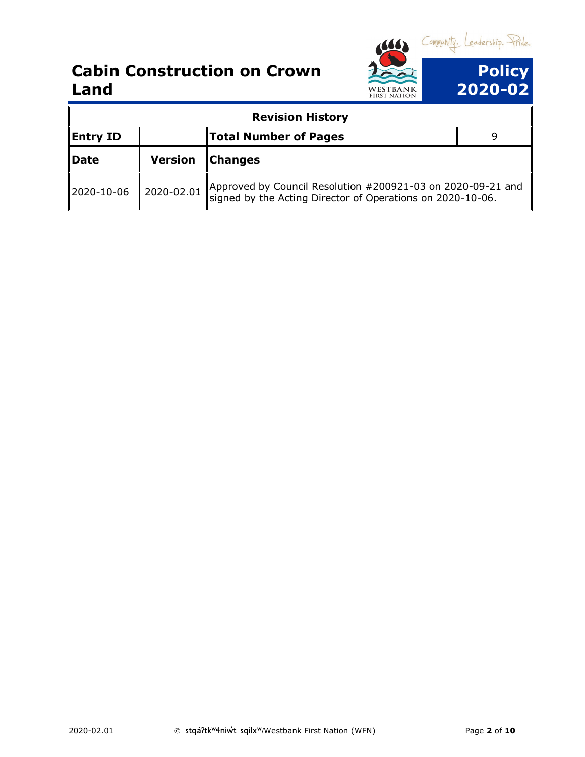| Revision History | | | |
|---|---|---|---|
| **Entry ID** | | **Total Number of Pages** | 9 |
| **Date** | **Version** | **Changes** | |
| 2020-10-06 | 2020-02.01 | Approved by Council Resolution #200921-03 on 2020-09-21 and signed by the Acting Director of Operations on 2020-10-06. | |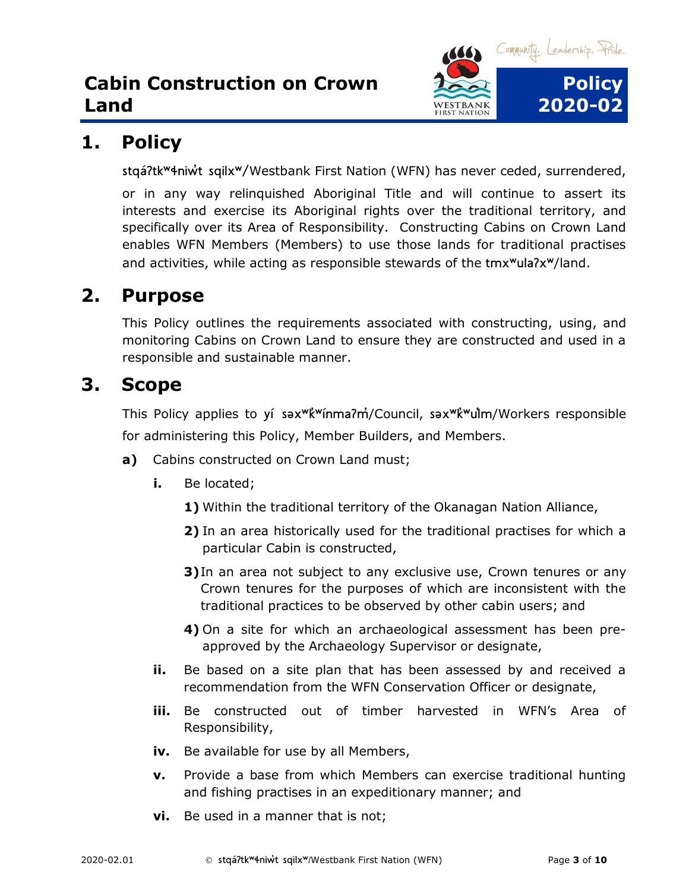# Cabin Construction on Crown Land

**Policy 2020-02**

## 1. Policy

stqáʔtkʷɬniw̓t sqilxʷ/Westbank First Nation (WFN) has never ceded, surrendered, or in any way relinquished Aboriginal Title and will continue to assert its interests and exercise its Aboriginal rights over the traditional territory, and specifically over its Area of Responsibility. Constructing Cabins on Crown Land enables WFN Members (Members) to use those lands for traditional practises and activities, while acting as responsible stewards of the tmxʷulaʔxʷ/land.

## 2. Purpose

This Policy outlines the requirements associated with constructing, using, and monitoring Cabins on Crown Land to ensure they are constructed and used in a responsible and sustainable manner.

## 3. Scope

This Policy applies to yí səxʷk̓ʷínmaʔm̓/Council, səxʷk̓ʷul̓m/Workers responsible for administering this Policy, Member Builders, and Members.

**a)** Cabins constructed on Crown Land must;

**i.** Be located;

**1)** Within the traditional territory of the Okanagan Nation Alliance,

**2)** In an area historically used for the traditional practises for which a particular Cabin is constructed,

**3)** In an area not subject to any exclusive use, Crown tenures or any Crown tenures for the purposes of which are inconsistent with the traditional practices to be observed by other cabin users; and

**4)** On a site for which an archaeological assessment has been pre-approved by the Archaeology Supervisor or designate,

**ii.** Be based on a site plan that has been assessed by and received a recommendation from the WFN Conservation Officer or designate,

**iii.** Be constructed out of timber harvested in WFN's Area of Responsibility,

**iv.** Be available for use by all Members,

**v.** Provide a base from which Members can exercise traditional hunting and fishing practises in an expeditionary manner; and

**vi.** Be used in a manner that is not;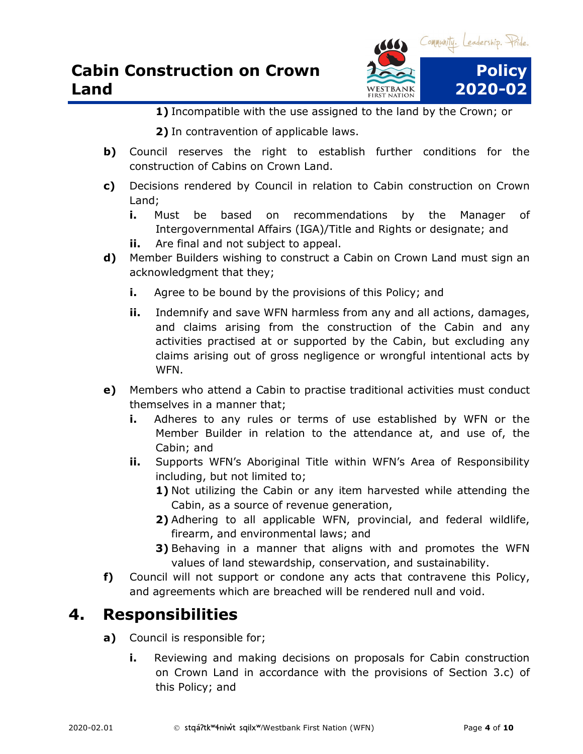**1)** Incompatible with the use assigned to the land by the Crown; or

**2)** In contravention of applicable laws.

**b)** Council reserves the right to establish further conditions for the construction of Cabins on Crown Land.

**c)** Decisions rendered by Council in relation to Cabin construction on Crown Land;

**i.** Must be based on recommendations by the Manager of Intergovernmental Affairs (IGA)/Title and Rights or designate; and

**ii.** Are final and not subject to appeal.

**d)** Member Builders wishing to construct a Cabin on Crown Land must sign an acknowledgment that they;

**i.** Agree to be bound by the provisions of this Policy; and

**ii.** Indemnify and save WFN harmless from any and all actions, damages, and claims arising from the construction of the Cabin and any activities practised at or supported by the Cabin, but excluding any claims arising out of gross negligence or wrongful intentional acts by WFN.

**e)** Members who attend a Cabin to practise traditional activities must conduct themselves in a manner that;

**i.** Adheres to any rules or terms of use established by WFN or the Member Builder in relation to the attendance at, and use of, the Cabin; and

**ii.** Supports WFN's Aboriginal Title within WFN's Area of Responsibility including, but not limited to;

**1)** Not utilizing the Cabin or any item harvested while attending the Cabin, as a source of revenue generation,

**2)** Adhering to all applicable WFN, provincial, and federal wildlife, firearm, and environmental laws; and

**3)** Behaving in a manner that aligns with and promotes the WFN values of land stewardship, conservation, and sustainability.

**f)** Council will not support or condone any acts that contravene this Policy, and agreements which are breached will be rendered null and void.

## 4. Responsibilities

**a)** Council is responsible for;

**i.** Reviewing and making decisions on proposals for Cabin construction on Crown Land in accordance with the provisions of Section 3.c) of this Policy; and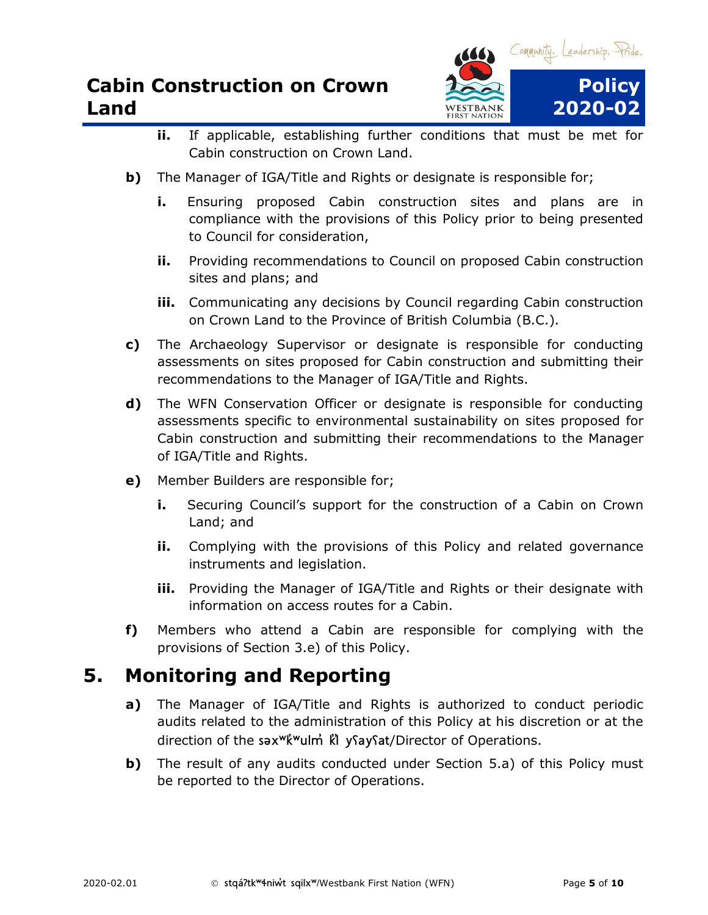ii. If applicable, establishing further conditions that must be met for Cabin construction on Crown Land.

**b)** The Manager of IGA/Title and Rights or designate is responsible for;

**i.** Ensuring proposed Cabin construction sites and plans are in compliance with the provisions of this Policy prior to being presented to Council for consideration,

**ii.** Providing recommendations to Council on proposed Cabin construction sites and plans; and

**iii.** Communicating any decisions by Council regarding Cabin construction on Crown Land to the Province of British Columbia (B.C.).

**c)** The Archaeology Supervisor or designate is responsible for conducting assessments on sites proposed for Cabin construction and submitting their recommendations to the Manager of IGA/Title and Rights.

**d)** The WFN Conservation Officer or designate is responsible for conducting assessments specific to environmental sustainability on sites proposed for Cabin construction and submitting their recommendations to the Manager of IGA/Title and Rights.

**e)** Member Builders are responsible for;

**i.** Securing Council's support for the construction of a Cabin on Crown Land; and

**ii.** Complying with the provisions of this Policy and related governance instruments and legislation.

**iii.** Providing the Manager of IGA/Title and Rights or their designate with information on access routes for a Cabin.

**f)** Members who attend a Cabin are responsible for complying with the provisions of Section 3.e) of this Policy.

## 5. Monitoring and Reporting

**a)** The Manager of IGA/Title and Rights is authorized to conduct periodic audits related to the administration of this Policy at his discretion or at the direction of the səxʷk̓ʷulm̓ k̓l yʕayʕat/Director of Operations.

**b)** The result of any audits conducted under Section 5.a) of this Policy must be reported to the Director of Operations.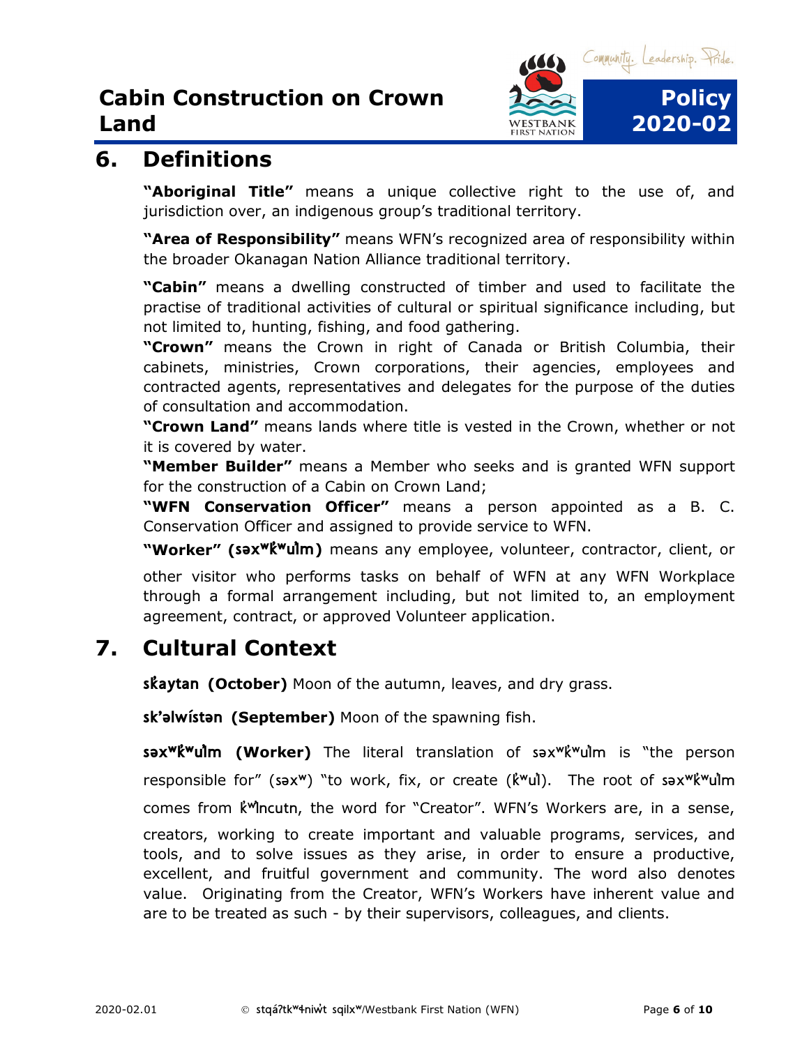## 6. Definitions

**"Aboriginal Title"** means a unique collective right to the use of, and jurisdiction over, an indigenous group's traditional territory.

**"Area of Responsibility"** means WFN's recognized area of responsibility within the broader Okanagan Nation Alliance traditional territory.

**"Cabin"** means a dwelling constructed of timber and used to facilitate the practise of traditional activities of cultural or spiritual significance including, but not limited to, hunting, fishing, and food gathering.

**"Crown"** means the Crown in right of Canada or British Columbia, their cabinets, ministries, Crown corporations, their agencies, employees and contracted agents, representatives and delegates for the purpose of the duties of consultation and accommodation.

**"Crown Land"** means lands where title is vested in the Crown, whether or not it is covered by water.

**"Member Builder"** means a Member who seeks and is granted WFN support for the construction of a Cabin on Crown Land;

**"WFN Conservation Officer"** means a person appointed as a B. C. Conservation Officer and assigned to provide service to WFN.

**"Worker" (səxʷk̓ʷul̓m)** means any employee, volunteer, contractor, client, or other visitor who performs tasks on behalf of WFN at any WFN Workplace through a formal arrangement including, but not limited to, an employment agreement, contract, or approved Volunteer application.

## 7. Cultural Context

**sk̓aytan (October)** Moon of the autumn, leaves, and dry grass.

**sk'əlwístən (September)** Moon of the spawning fish.

**səxʷk̓ʷul̓m (Worker)** The literal translation of səxʷk̓ʷul̓m is "the person responsible for" (səxʷ) "to work, fix, or create (k̓ʷul̓). The root of səxʷk̓ʷul̓m comes from k̓ʷl̓ncutn, the word for "Creator". WFN's Workers are, in a sense, creators, working to create important and valuable programs, services, and tools, and to solve issues as they arise, in order to ensure a productive, excellent, and fruitful government and community. The word also denotes value. Originating from the Creator, WFN's Workers have inherent value and are to be treated as such - by their supervisors, colleagues, and clients.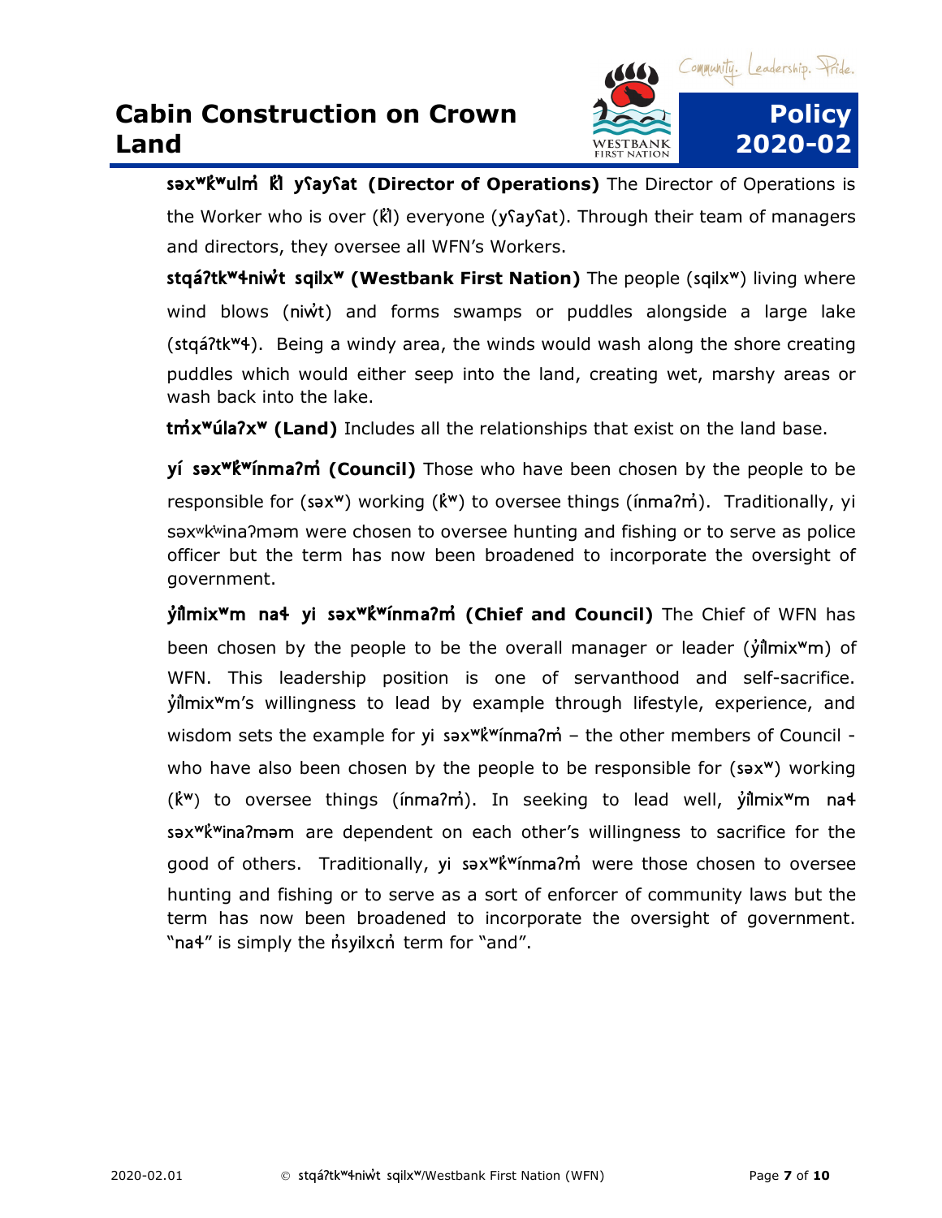**səxʷk̓ʷulm̓ k̓l yʕayʕat (Director of Operations)** The Director of Operations is the Worker who is over (k̓l) everyone (yʕayʕat). Through their team of managers and directors, they oversee all WFN's Workers.

**stqáʔtkʷɬniw̓t sqilxʷ (Westbank First Nation)** The people (sqilxʷ) living where wind blows (niw̓t) and forms swamps or puddles alongside a large lake (stqáʔtkʷɬ). Being a windy area, the winds would wash along the shore creating puddles which would either seep into the land, creating wet, marshy areas or wash back into the lake.

**tm̓xʷúlaʔxʷ (Land)** Includes all the relationships that exist on the land base.

**yí səxʷk̓ʷínmaʔm̓ (Council)** Those who have been chosen by the people to be responsible for (səxʷ) working (k̓ʷ) to oversee things (ínmaʔm̓). Traditionally, yi səxʷkʷinaʔməm were chosen to oversee hunting and fishing or to serve as police officer but the term has now been broadened to incorporate the oversight of government.

**y̓il̓mixʷm naɬ yi səxʷk̓ʷínmaʔm̓ (Chief and Council)** The Chief of WFN has been chosen by the people to be the overall manager or leader (y̓il̓mixʷm) of WFN. This leadership position is one of servanthood and self-sacrifice. y̓il̓mixʷm's willingness to lead by example through lifestyle, experience, and wisdom sets the example for yi səxʷk̓ʷínmaʔm̓ – the other members of Council - who have also been chosen by the people to be responsible for (səxʷ) working (k̓ʷ) to oversee things (ínmaʔm̓). In seeking to lead well, y̓il̓mixʷm naɬ səxʷk̓ʷinaʔməm are dependent on each other's willingness to sacrifice for the good of others. Traditionally, yi səxʷk̓ʷínmaʔm̓ were those chosen to oversee hunting and fishing or to serve as a sort of enforcer of community laws but the term has now been broadened to incorporate the oversight of government. "naɬ" is simply the n̓syilxcn̓ term for "and".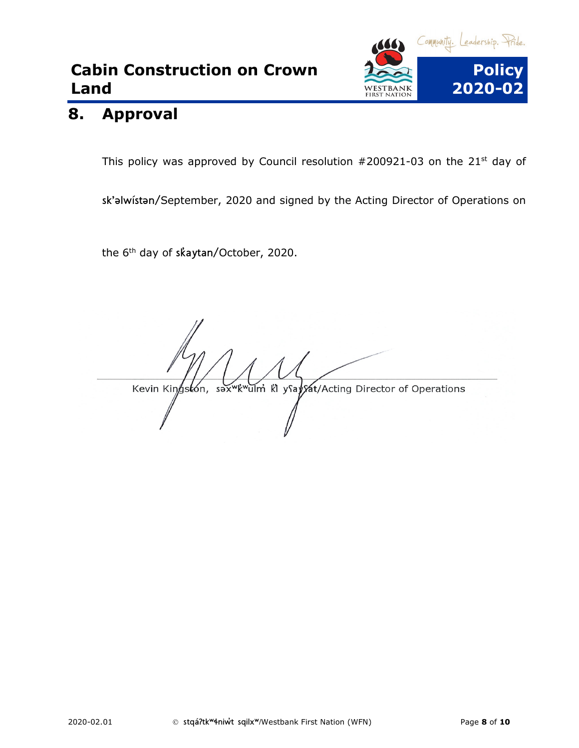## 8. Approval

This policy was approved by Council resolution #200921-03 on the 21st day of sk’əlwístən/September, 2020 and signed by the Acting Director of Operations on the 6th day of sk̓aytan/October, 2020.

Kevin Kingston, səxʷk̓ʷulm̓ k̓l yʕayʕat/Acting Director of Operations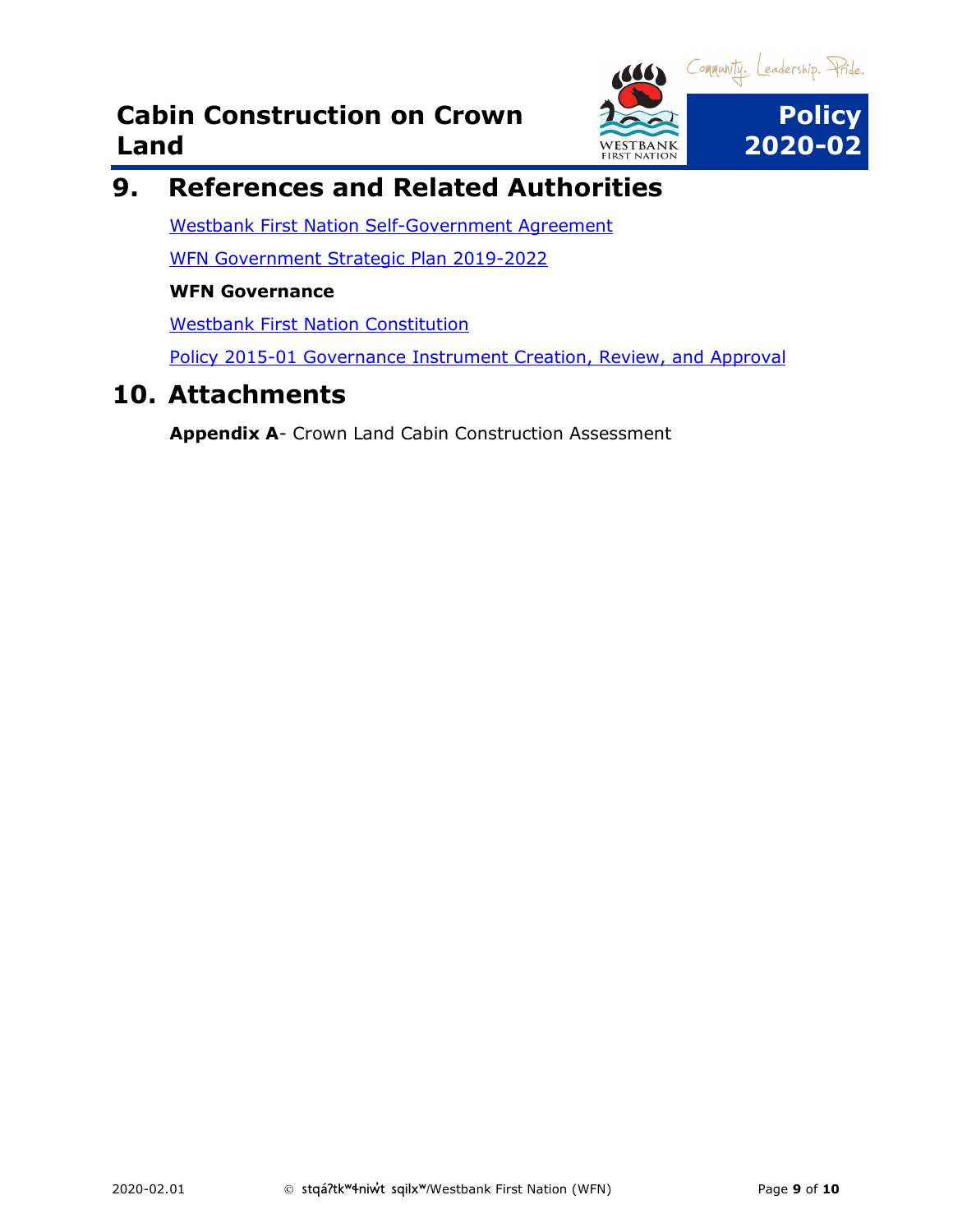## 9. References and Related Authorities

Westbank First Nation Self-Government Agreement

WFN Government Strategic Plan 2019-2022

**WFN Governance**

Westbank First Nation Constitution

Policy 2015-01 Governance Instrument Creation, Review, and Approval

## 10. Attachments

**Appendix A**- Crown Land Cabin Construction Assessment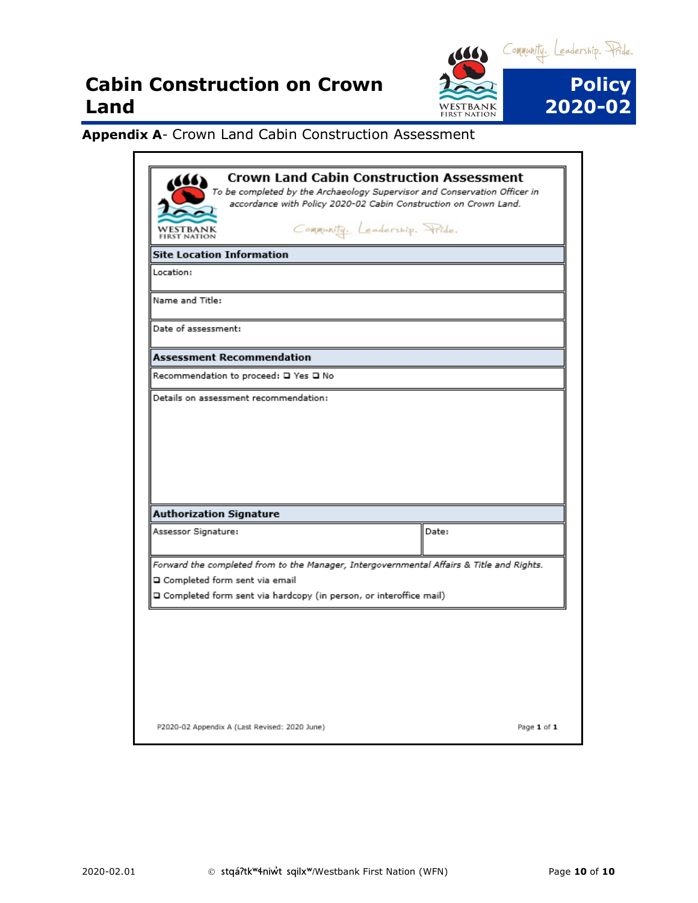## Appendix A- Crown Land Cabin Construction Assessment

### Crown Land Cabin Construction Assessment

*To be completed by the Archaeology Supervisor and Conservation Officer in accordance with Policy 2020-02 Cabin Construction on Crown Land.*

Community. Leadership. Pride.

**Site Location Information**

Location:

Name and Title:

Date of assessment:

**Assessment Recommendation**

Recommendation to proceed: ❑ Yes ❑ No

Details on assessment recommendation:

**Authorization Signature**

| Assessor Signature: | Date: |
| --- | --- |

*Forward the completed from to the Manager, Intergovernmental Affairs & Title and Rights.*

❑ Completed form sent via email

❑ Completed form sent via hardcopy (in person, or interoffice mail)

P2020-02 Appendix A (Last Revised: 2020 June)